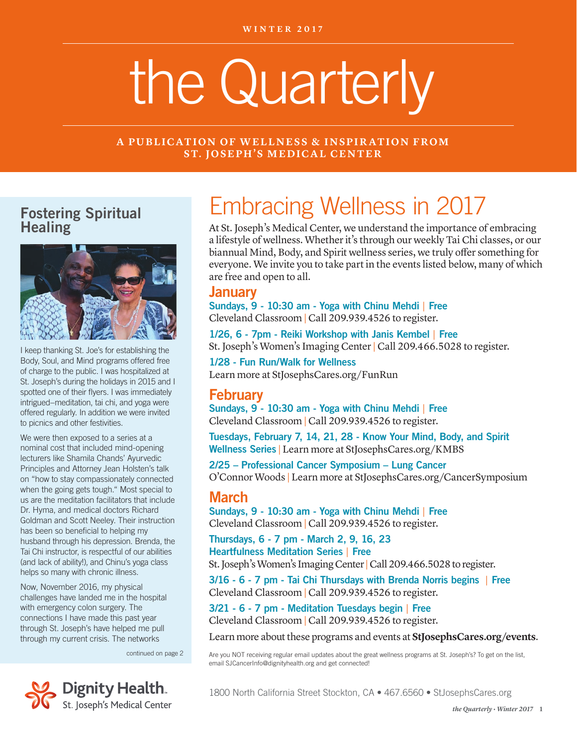WINTER 2017

# the Quarterly

A PUBLICATION OF WELLNESS & INSPIRATION FROM ST. JOSEPH'S MEDICAL CENTER

## Fostering Spiritual Healing

I keep thanking St. Joe's for establishing the Body, Soul, and Mind programs offered free of charge to the public. I was hospitalized at St. Joseph's during the holidays in 2015 and I spotted one of their flyers. I was immediately intrigued–meditation, tai chi, and yoga were offered regularly. In addition we were invited to picnics and other festivities.

We were then exposed to a series at a nominal cost that included mind-opening lecturers like Shamila Chands' Ayurvedic Principles and Attorney Jean Holsten's talk on "how to stay compassionately connected when the going gets tough." Most special to us are the meditation facilitators that include Dr. Hyma, and medical doctors Richard Goldman and Scott Neeley. Their instruction has been so beneficial to helping my husband through his depression. Brenda, the Tai Chi instructor, is respectful of our abilities (and lack of ability!), and Chinu's yoga class helps so many with chronic illness.

Now, November 2016, my physical challenges have landed me in the hospital with emergency colon surgery. The connections I have made this past year through St. Joseph's have helped me pull through my current crisis. The networks

continued on page 2

## Embracing Wellness in 2017

At St. Joseph's Medical Center, we understand the importance of embracing a lifestyle of wellness. Whether it's through our weekly Tai Chi classes, or our biannual Mind, Body, and Spirit wellness series, we truly offer something for everyone. We invite you to take part in the events listed below, many of which are free and open to all.

### January

**Sundays, 9 - 10:30 am - Yoga with Chinu Mehdi | Free**
Cleveland Classroom | Call 209.939.4526 to register.

**1/26, 6 - 7pm - Reiki Workshop with Janis Kembel | Free**
St. Joseph's Women's Imaging Center | Call 209.466.5028 to register.

**1/28 - Fun Run/Walk for Wellness**
Learn more at StJosephsCares.org/FunRun

### February

**Sundays, 9 - 10:30 am - Yoga with Chinu Mehdi | Free**
Cleveland Classroom | Call 209.939.4526 to register.

**Tuesdays, February 7, 14, 21, 28 - Know Your Mind, Body, and Spirit Wellness Series** | Learn more at StJosephsCares.org/KMBS

**2/25 – Professional Cancer Symposium – Lung Cancer**
O'Connor Woods | Learn more at StJosephsCares.org/CancerSymposium

### March

**Sundays, 9 - 10:30 am - Yoga with Chinu Mehdi | Free**
Cleveland Classroom | Call 209.939.4526 to register.

**Thursdays, 6 - 7 pm - March 2, 9, 16, 23**
**Heartfulness Meditation Series | Free**
St. Joseph's Women's Imaging Center | Call 209.466.5028 to register.

**3/16 - 6 - 7 pm - Tai Chi Thursdays with Brenda Norris begins | Free**
Cleveland Classroom | Call 209.939.4526 to register.

**3/21 - 6 - 7 pm - Meditation Tuesdays begin | Free**
Cleveland Classroom | Call 209.939.4526 to register.

Learn more about these programs and events at **StJosephsCares.org/events**.

Are you NOT receiving regular email updates about the great wellness programs at St. Joseph's? To get on the list, email SJCancerInfo@dignityhealth.org and get connected!

Dignity Health. St. Joseph's Medical Center

1800 North California Street Stockton, CA • 467.6560 • StJosephsCares.org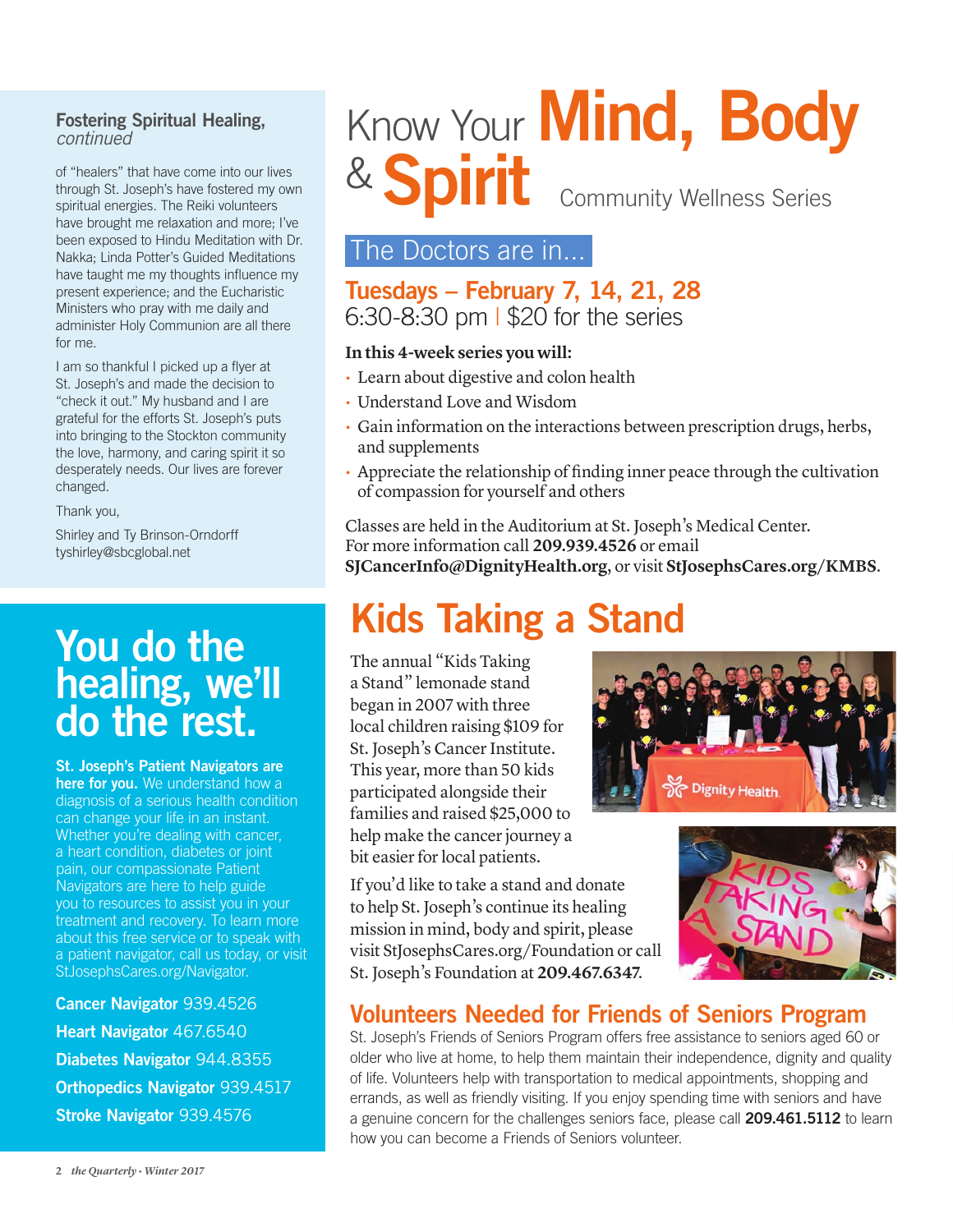### Fostering Spiritual Healing, *continued*

of "healers" that have come into our lives through St. Joseph's have fostered my own spiritual energies. The Reiki volunteers have brought me relaxation and more; I've been exposed to Hindu Meditation with Dr. Nakka; Linda Potter's Guided Meditations have taught me my thoughts influence my present experience; and the Eucharistic Ministers who pray with me daily and administer Holy Communion are all there for me.

I am so thankful I picked up a flyer at St. Joseph's and made the decision to "check it out." My husband and I are grateful for the efforts St. Joseph's puts into bringing to the Stockton community the love, harmony, and caring spirit it so desperately needs. Our lives are forever changed.

Thank you,

Shirley and Ty Brinson-Orndorff
tyshirley@sbcglobal.net

## You do the healing, we'll do the rest.

**St. Joseph's Patient Navigators are here for you.** We understand how a diagnosis of a serious health condition can change your life in an instant. Whether you're dealing with cancer, a heart condition, diabetes or joint pain, our compassionate Patient Navigators are here to help guide you to resources to assist you in your treatment and recovery. To learn more about this free service or to speak with a patient navigator, call us today, or visit StJosephsCares.org/Navigator.

**Cancer Navigator** 939.4526
**Heart Navigator** 467.6540
**Diabetes Navigator** 944.8355
**Orthopedics Navigator** 939.4517
**Stroke Navigator** 939.4576

# Know Your Mind, Body & Spirit

Community Wellness Series

## The Doctors are in...

**Tuesdays – February 7, 14, 21, 28**
6:30-8:30 pm | $20 for the series

**In this 4-week series you will:**

- Learn about digestive and colon health
- Understand Love and Wisdom
- Gain information on the interactions between prescription drugs, herbs, and supplements
- Appreciate the relationship of finding inner peace through the cultivation of compassion for yourself and others

Classes are held in the Auditorium at St. Joseph's Medical Center. For more information call **209.939.4526** or email **SJCancerInfo@DignityHealth.org**, or visit **StJosephsCares.org/KMBS**.

## Kids Taking a Stand

The annual "Kids Taking a Stand" lemonade stand began in 2007 with three local children raising $109 for St. Joseph's Cancer Institute. This year, more than 50 kids participated alongside their families and raised $25,000 to help make the cancer journey a bit easier for local patients.

If you'd like to take a stand and donate to help St. Joseph's continue its healing mission in mind, body and spirit, please visit StJosephsCares.org/Foundation or call St. Joseph's Foundation at **209.467.6347**.

## Volunteers Needed for Friends of Seniors Program

St. Joseph's Friends of Seniors Program offers free assistance to seniors aged 60 or older who live at home, to help them maintain their independence, dignity and quality of life. Volunteers help with transportation to medical appointments, shopping and errands, as well as friendly visiting. If you enjoy spending time with seniors and have a genuine concern for the challenges seniors face, please call **209.461.5112** to learn how you can become a Friends of Seniors volunteer.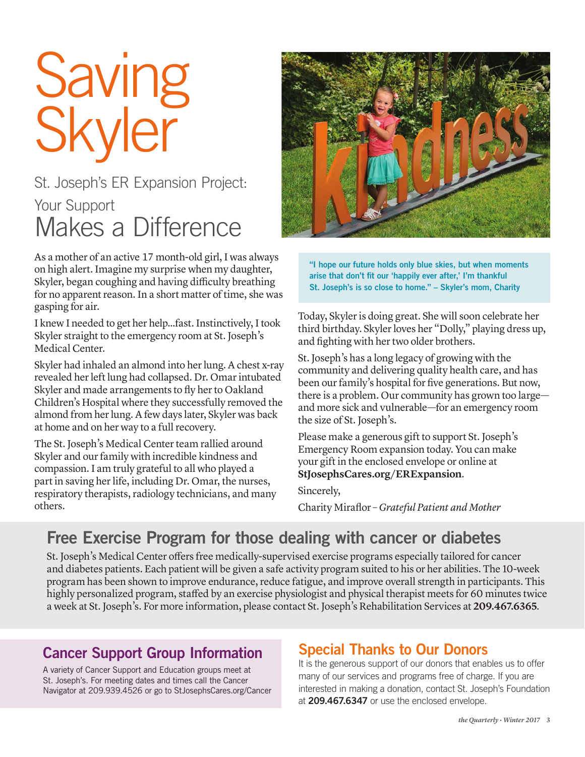# Saving Skyler

## St. Joseph's ER Expansion Project: Your Support Makes a Difference

As a mother of an active 17 month-old girl, I was always on high alert. Imagine my surprise when my daughter, Skyler, began coughing and having difficulty breathing for no apparent reason. In a short matter of time, she was gasping for air.

I knew I needed to get her help...fast. Instinctively, I took Skyler straight to the emergency room at St. Joseph's Medical Center.

Skyler had inhaled an almond into her lung. A chest x-ray revealed her left lung had collapsed. Dr. Omar intubated Skyler and made arrangements to fly her to Oakland Children's Hospital where they successfully removed the almond from her lung. A few days later, Skyler was back at home and on her way to a full recovery.

The St. Joseph's Medical Center team rallied around Skyler and our family with incredible kindness and compassion. I am truly grateful to all who played a part in saving her life, including Dr. Omar, the nurses, respiratory therapists, radiology technicians, and many others.

> "I hope our future holds only blue skies, but when moments arise that don't fit our 'happily ever after,' I'm thankful St. Joseph's is so close to home." – Skyler's mom, Charity

Today, Skyler is doing great. She will soon celebrate her third birthday. Skyler loves her "Dolly," playing dress up, and fighting with her two older brothers.

St. Joseph's has a long legacy of growing with the community and delivering quality health care, and has been our family's hospital for five generations. But now, there is a problem. Our community has grown too large—and more sick and vulnerable—for an emergency room the size of St. Joseph's.

Please make a generous gift to support St. Joseph's Emergency Room expansion today. You can make your gift in the enclosed envelope or online at **StJosephsCares.org/ERExpansion**.

Sincerely,

Charity Miraflor – *Grateful Patient and Mother*

## Free Exercise Program for those dealing with cancer or diabetes

St. Joseph's Medical Center offers free medically-supervised exercise programs especially tailored for cancer and diabetes patients. Each patient will be given a safe activity program suited to his or her abilities. The 10-week program has been shown to improve endurance, reduce fatigue, and improve overall strength in participants. This highly personalized program, staffed by an exercise physiologist and physical therapist meets for 60 minutes twice a week at St. Joseph's. For more information, please contact St. Joseph's Rehabilitation Services at **209.467.6365**.

## Cancer Support Group Information

A variety of Cancer Support and Education groups meet at St. Joseph's. For meeting dates and times call the Cancer Navigator at 209.939.4526 or go to StJosephsCares.org/Cancer

## Special Thanks to Our Donors

It is the generous support of our donors that enables us to offer many of our services and programs free of charge. If you are interested in making a donation, contact St. Joseph's Foundation at **209.467.6347** or use the enclosed envelope.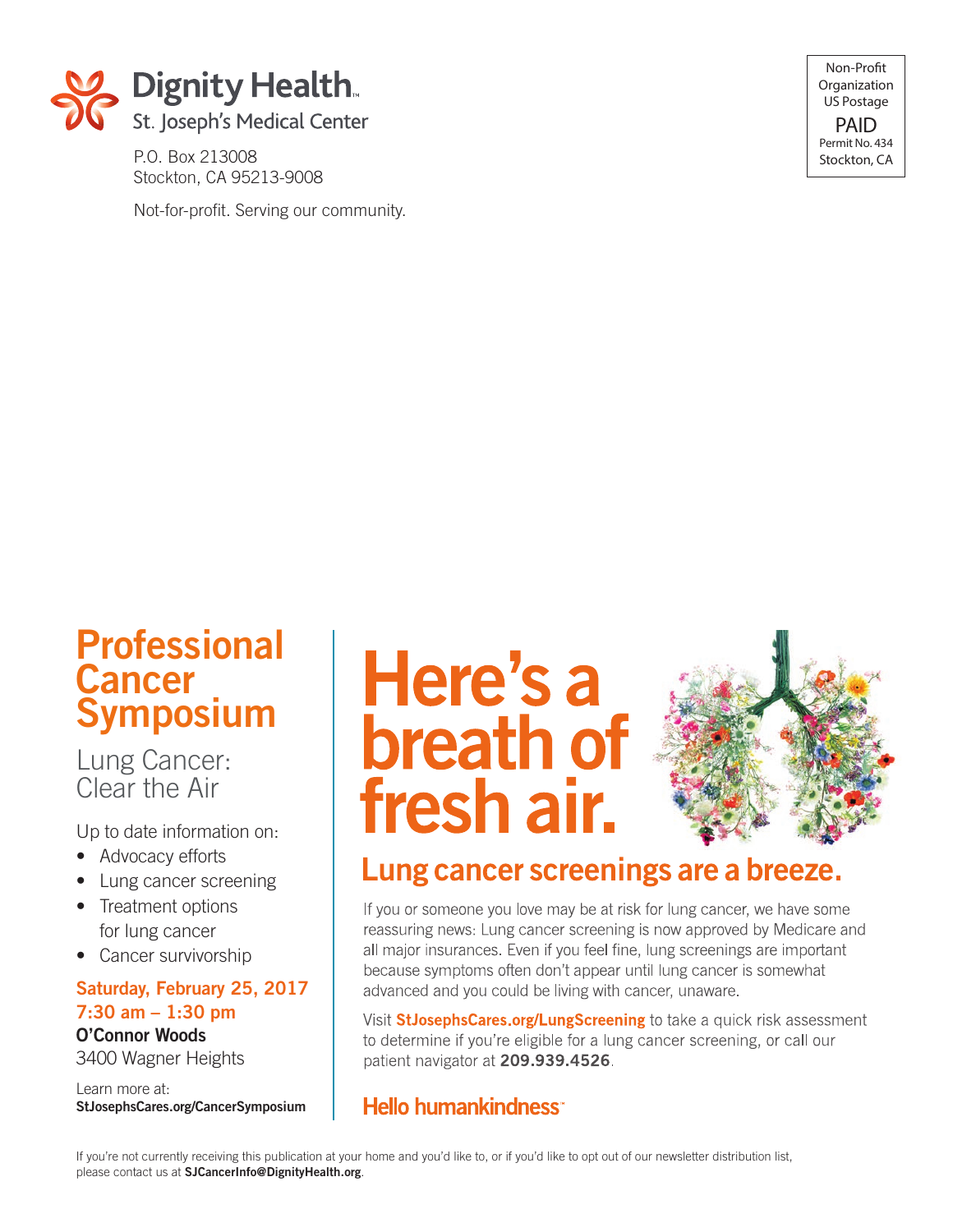Dignity Health™
St. Joseph's Medical Center

P.O. Box 213008
Stockton, CA 95213-9008

Not-for-profit. Serving our community.

Non-Profit Organization
US Postage
PAID
Permit No. 434
Stockton, CA

# Professional Cancer Symposium

## Lung Cancer: Clear the Air

Up to date information on:

- Advocacy efforts
- Lung cancer screening
- Treatment options for lung cancer
- Cancer survivorship

**Saturday, February 25, 2017**
**7:30 am – 1:30 pm**
**O'Connor Woods**
3400 Wagner Heights

Learn more at:
**StJosephsCares.org/CancerSymposium**

# Here's a breath of fresh air.

## Lung cancer screenings are a breeze.

If you or someone you love may be at risk for lung cancer, we have some reassuring news: Lung cancer screening is now approved by Medicare and all major insurances. Even if you feel fine, lung screenings are important because symptoms often don't appear until lung cancer is somewhat advanced and you could be living with cancer, unaware.

Visit **StJosephsCares.org/LungScreening** to take a quick risk assessment to determine if you're eligible for a lung cancer screening, or call our patient navigator at **209.939.4526**.

**Hello humankindness™**

If you're not currently receiving this publication at your home and you'd like to, or if you'd like to opt out of our newsletter distribution list, please contact us at **SJCancerInfo@DignityHealth.org**.